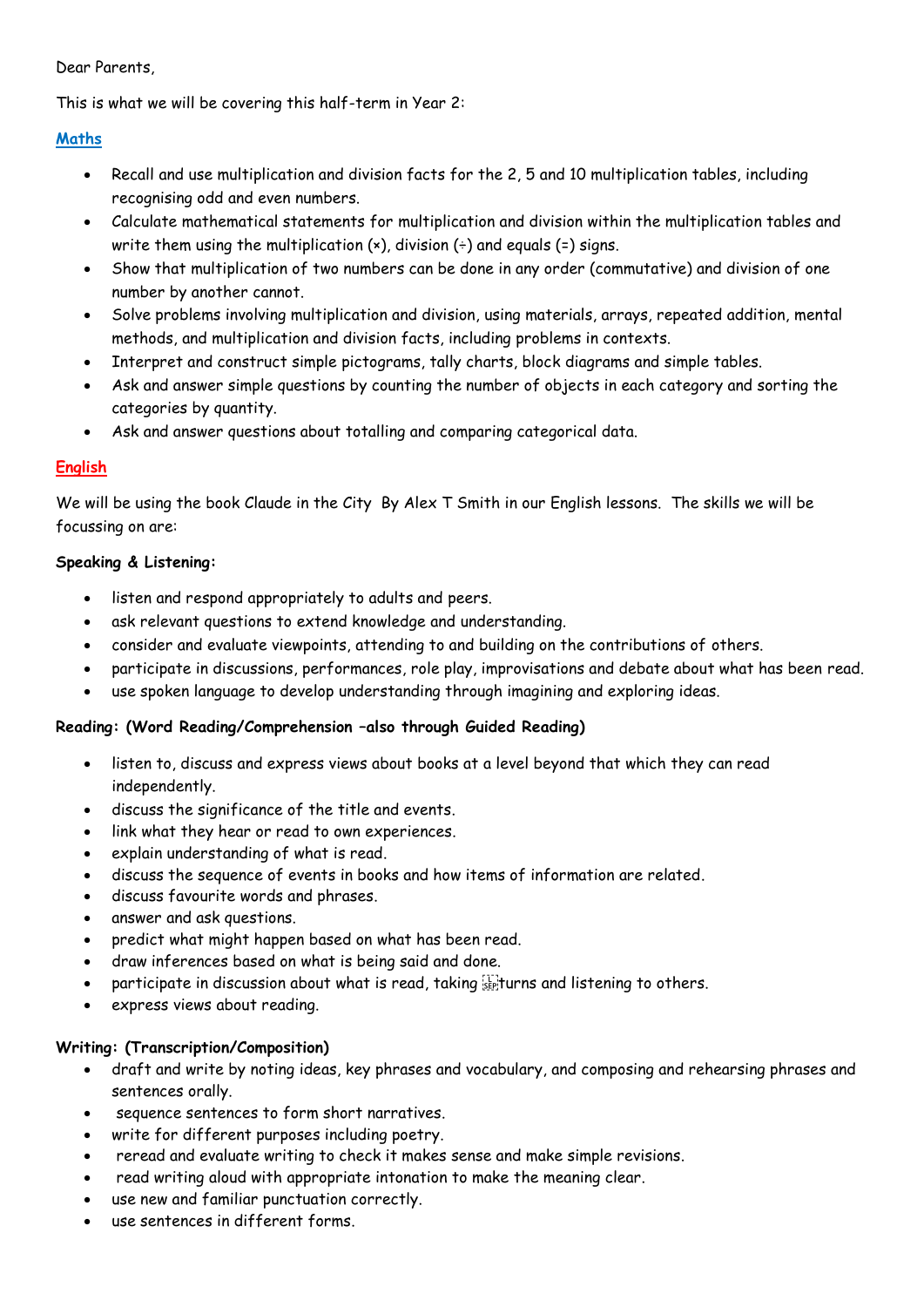Dear Parents,

This is what we will be covering this half-term in Year 2:

## Maths

- Recall and use multiplication and division facts for the 2, 5 and 10 multiplication tables, including recognising odd and even numbers.
- Calculate mathematical statements for multiplication and division within the multiplication tables and write them using the multiplication (×), division (÷) and equals (=) signs.
- Show that multiplication of two numbers can be done in any order (commutative) and division of one number by another cannot.
- Solve problems involving multiplication and division, using materials, arrays, repeated addition, mental methods, and multiplication and division facts, including problems in contexts.
- Interpret and construct simple pictograms, tally charts, block diagrams and simple tables.
- Ask and answer simple questions by counting the number of objects in each category and sorting the categories by quantity.
- Ask and answer questions about totalling and comparing categorical data.

## English

We will be using the book Claude in the City By Alex T Smith in our English lessons. The skills we will be focussing on are:

**Speaking & Listening:**

- listen and respond appropriately to adults and peers.
- ask relevant questions to extend knowledge and understanding.
- consider and evaluate viewpoints, attending to and building on the contributions of others.
- participate in discussions, performances, role play, improvisations and debate about what has been read.
- use spoken language to develop understanding through imagining and exploring ideas.

**Reading: (Word Reading/Comprehension –also through Guided Reading)**

- listen to, discuss and express views about books at a level beyond that which they can read independently.
- discuss the significance of the title and events.
- link what they hear or read to own experiences.
- explain understanding of what is read.
- discuss the sequence of events in books and how items of information are related.
- discuss favourite words and phrases.
- answer and ask questions.
- predict what might happen based on what has been read.
- draw inferences based on what is being said and done.
- participate in discussion about what is read, taking turns and listening to others.
- express views about reading.

**Writing: (Transcription/Composition)**

- draft and write by noting ideas, key phrases and vocabulary, and composing and rehearsing phrases and sentences orally.
- sequence sentences to form short narratives.
- write for different purposes including poetry.
- reread and evaluate writing to check it makes sense and make simple revisions.
- read writing aloud with appropriate intonation to make the meaning clear.
- use new and familiar punctuation correctly.
- use sentences in different forms.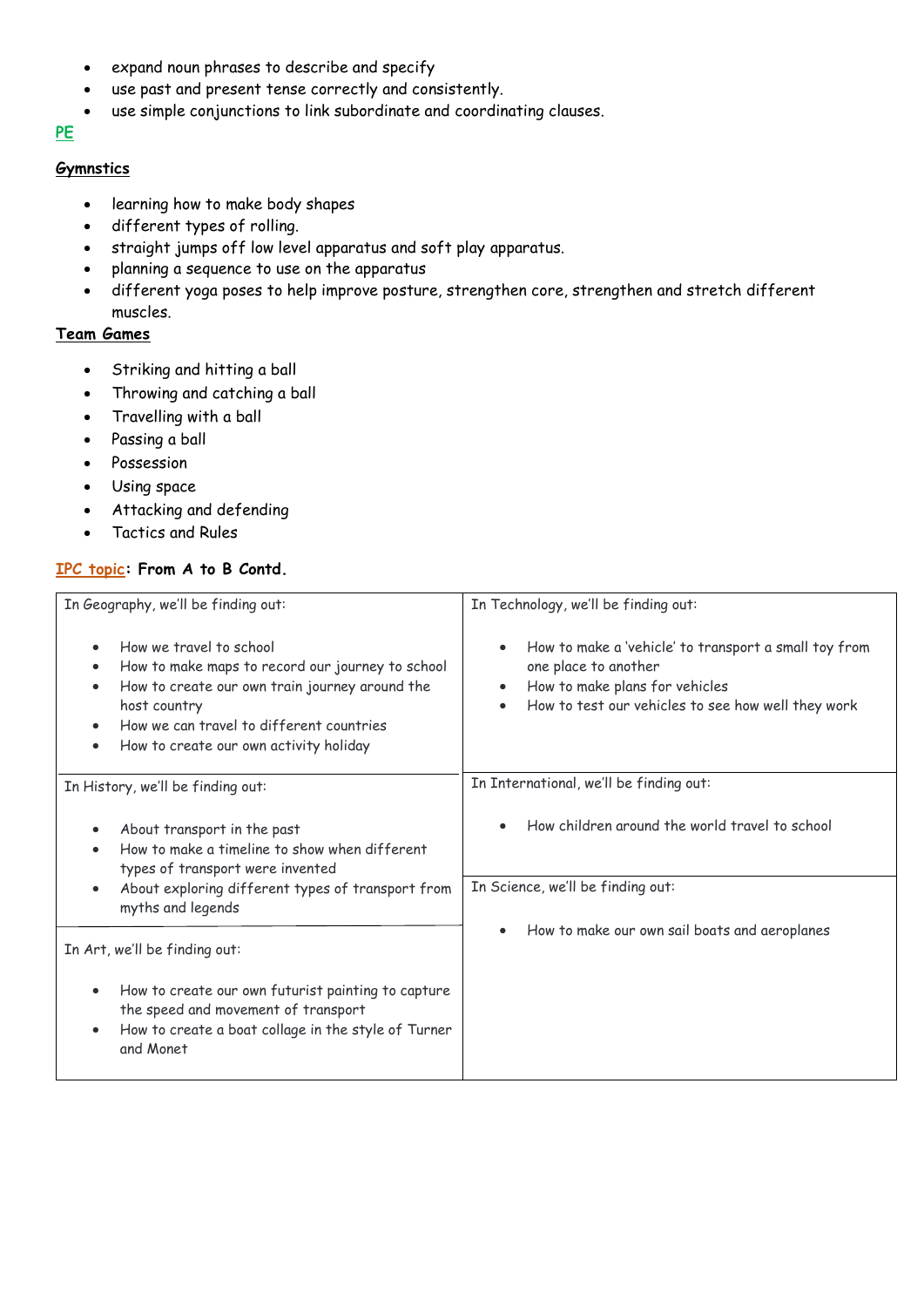- expand noun phrases to describe and specify
- use past and present tense correctly and consistently.
- use simple conjunctions to link subordinate and coordinating clauses.

## PE

### Gymnstics

- learning how to make body shapes
- different types of rolling.
- straight jumps off low level apparatus and soft play apparatus.
- planning a sequence to use on the apparatus
- different yoga poses to help improve posture, strengthen core, strengthen and stretch different muscles.

### Team Games

- Striking and hitting a ball
- Throwing and catching a ball
- Travelling with a ball
- Passing a ball
- Possession
- Using space
- Attacking and defending
- Tactics and Rules

## IPC topic: From A to B Contd.

| | |
|---|---|
| In Geography, we'll be finding out:<br><br>• How we travel to school<br>• How to make maps to record our journey to school<br>• How to create our own train journey around the host country<br>• How we can travel to different countries<br>• How to create our own activity holiday | In Technology, we'll be finding out:<br><br>• How to make a 'vehicle' to transport a small toy from one place to another<br>• How to make plans for vehicles<br>• How to test our vehicles to see how well they work |
| In History, we'll be finding out:<br><br>• About transport in the past<br>• How to make a timeline to show when different types of transport were invented<br>• About exploring different types of transport from myths and legends | In International, we'll be finding out:<br><br>• How children around the world travel to school |
| In Art, we'll be finding out:<br><br>• How to create our own futurist painting to capture the speed and movement of transport<br>• How to create a boat collage in the style of Turner and Monet | In Science, we'll be finding out:<br><br>• How to make our own sail boats and aeroplanes |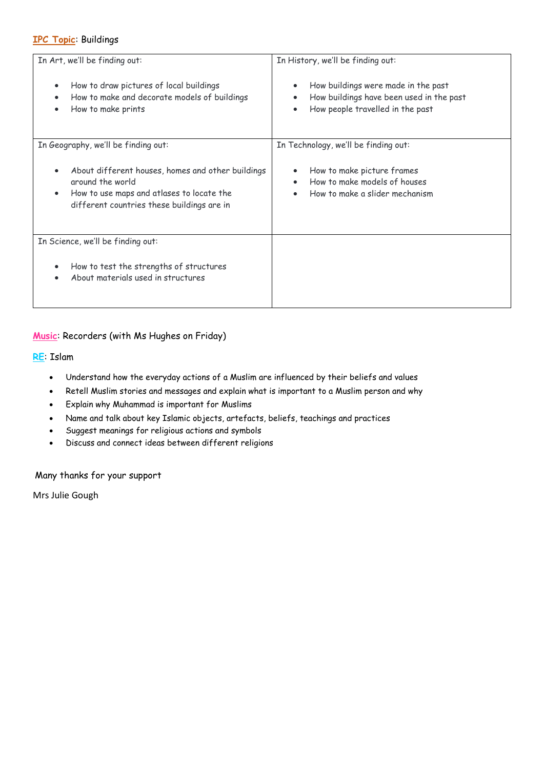**IPC Topic**: Buildings

| | |
|---|---|
| In Art, we'll be finding out:<br><br>• How to draw pictures of local buildings<br>• How to make and decorate models of buildings<br>• How to make prints | In History, we'll be finding out:<br><br>• How buildings were made in the past<br>• How buildings have been used in the past<br>• How people travelled in the past |
| In Geography, we'll be finding out:<br><br>• About different houses, homes and other buildings around the world<br>• How to use maps and atlases to locate the different countries these buildings are in | In Technology, we'll be finding out:<br><br>• How to make picture frames<br>• How to make models of houses<br>• How to make a slider mechanism |
| In Science, we'll be finding out:<br><br>• How to test the strengths of structures<br>• About materials used in structures | |

**Music**: Recorders (with Ms Hughes on Friday)

**RE**: Islam

- Understand how the everyday actions of a Muslim are influenced by their beliefs and values
- Retell Muslim stories and messages and explain what is important to a Muslim person and why
- Explain why Muhammad is important for Muslims
- Name and talk about key Islamic objects, artefacts, beliefs, teachings and practices
- Suggest meanings for religious actions and symbols
- Discuss and connect ideas between different religions

Many thanks for your support

Mrs Julie Gough